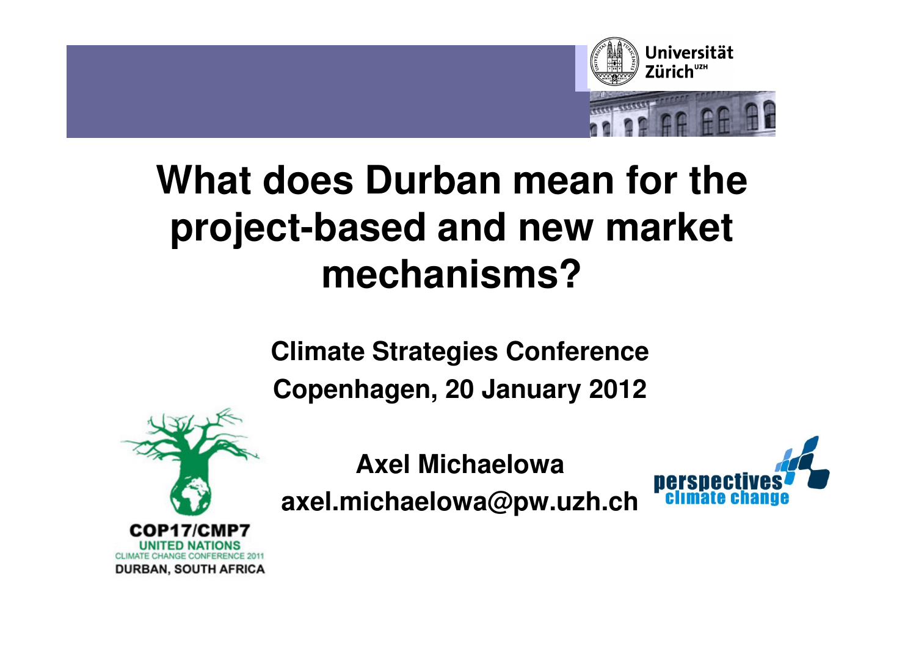# What does Durban mean for the project-based and new market mechanisms?

**Climate Strategies Conference**

**Copenhagen, 20 January 2012**

**Axel Michaelowa**

**axel.michaelowa@pw.uzh.ch**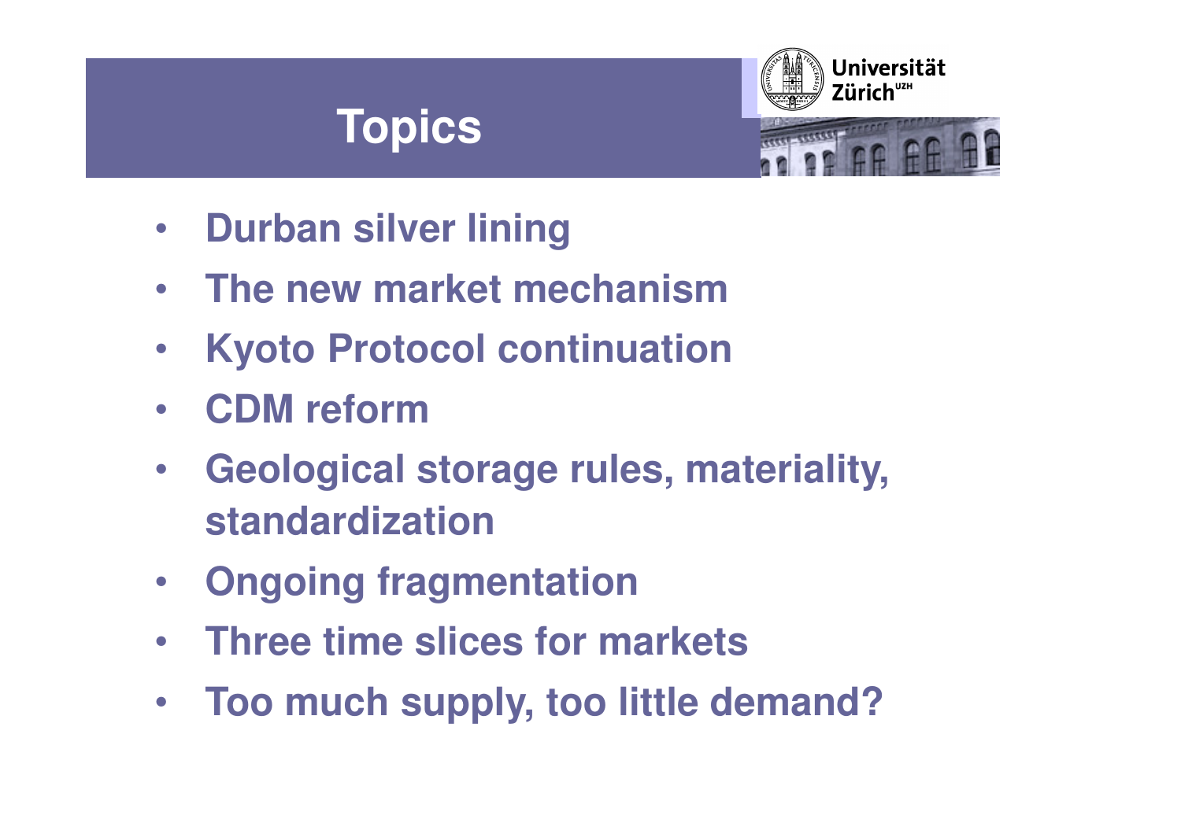# Topics

- **Durban silver lining**
- **The new market mechanism**
- **Kyoto Protocol continuation**
- **CDM reform**
- **Geological storage rules, materiality, standardization**
- **Ongoing fragmentation**
- **Three time slices for markets**
- **Too much supply, too little demand?**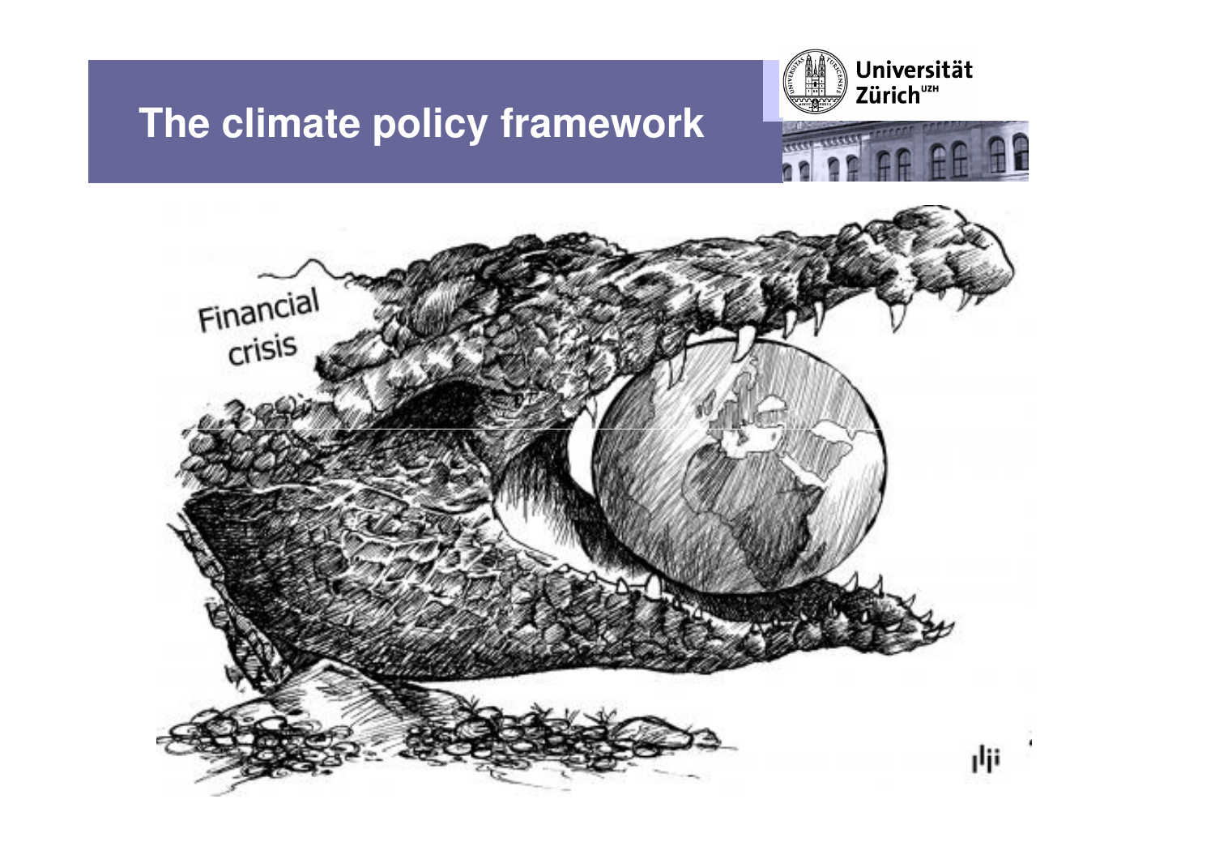# The climate policy framework

Financial crisis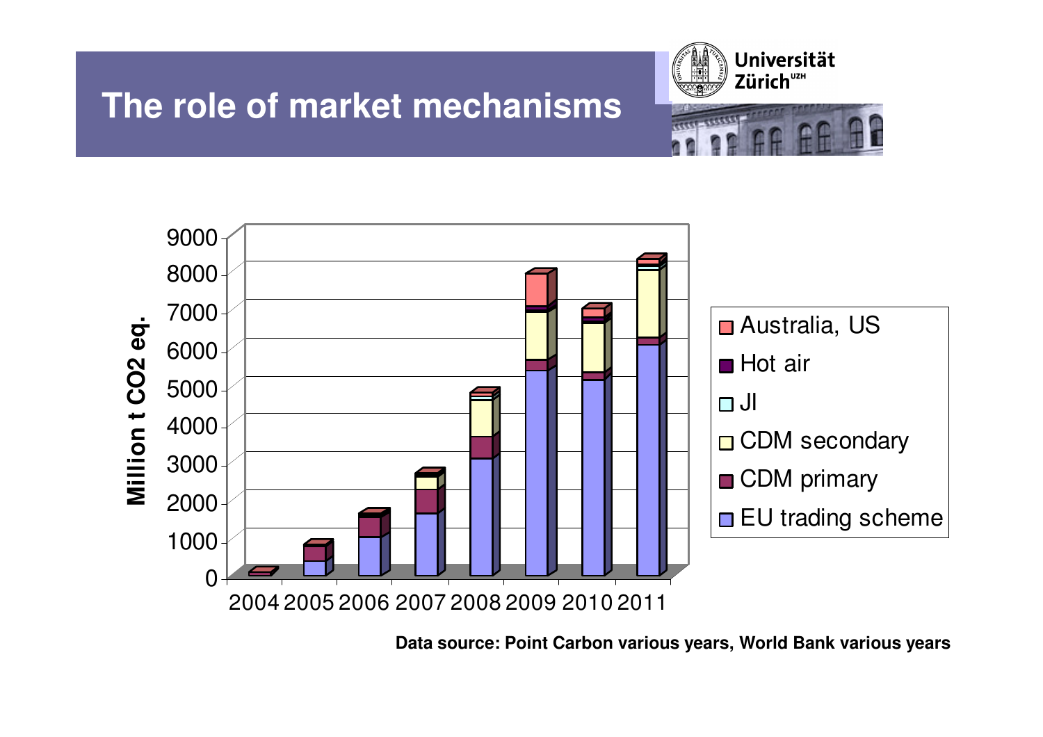# The role of market mechanisms

Data source: Point Carbon various years, World Bank various years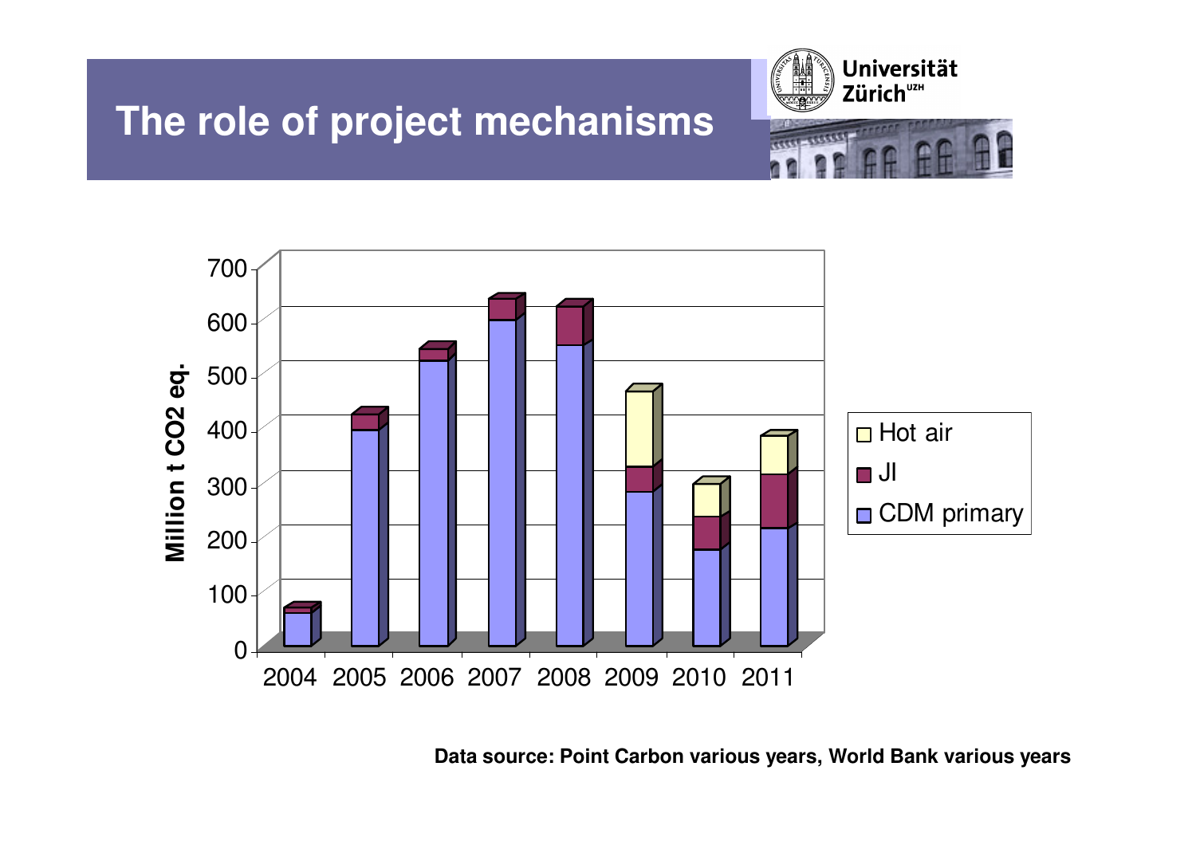# The role of project mechanisms

Data source: Point Carbon various years, World Bank various years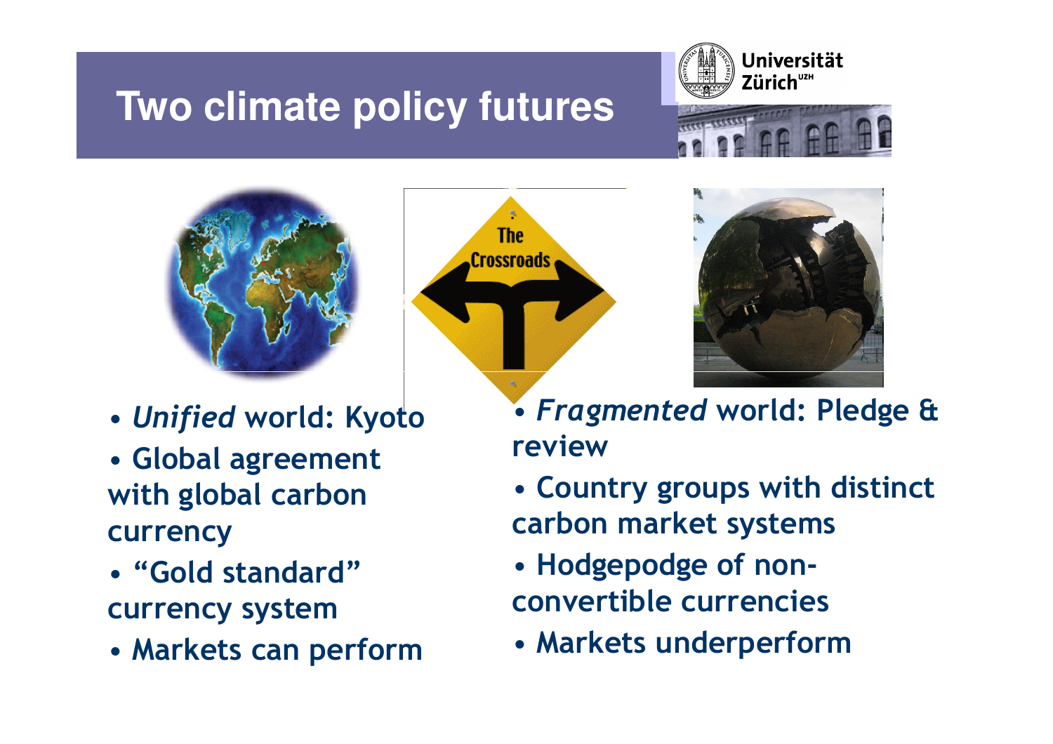# Two climate policy futures

- *Unified* world: Kyoto
- Global agreement with global carbon currency
- "Gold standard" currency system
- Markets can perform

- *Fragmented* world: Pledge & review
- Country groups with distinct carbon market systems
- Hodgepodge of non-convertible currencies
- Markets underperform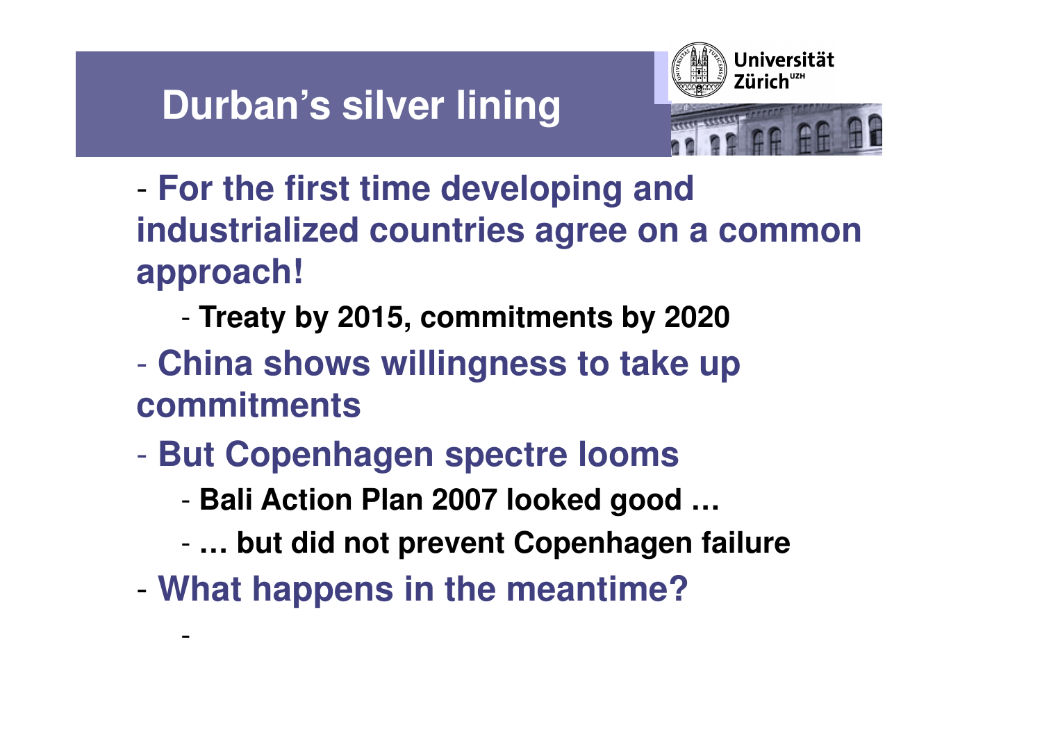# Durban's silver lining

- **For the first time developing and industrialized countries agree on a common approach!**
  - **Treaty by 2015, commitments by 2020**
- **China shows willingness to take up commitments**
- **But Copenhagen spectre looms**
  - **Bali Action Plan 2007 looked good …**
  - **… but did not prevent Copenhagen failure**
- **What happens in the meantime?**
  -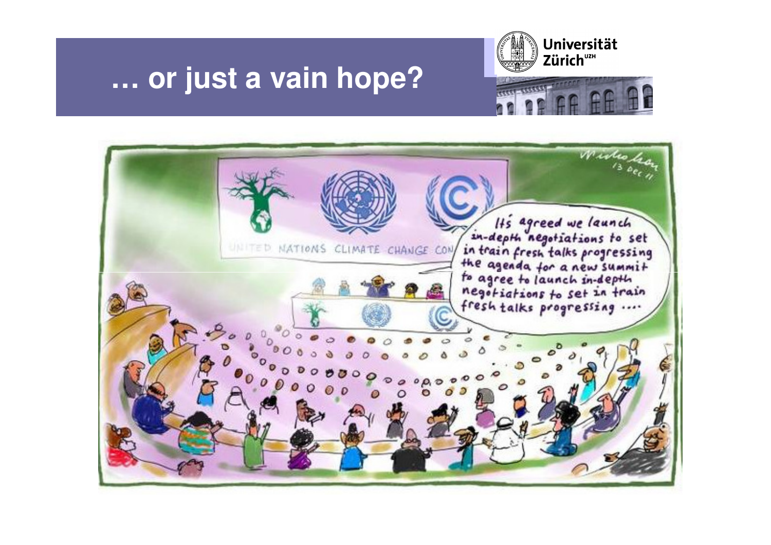# … or just a vain hope?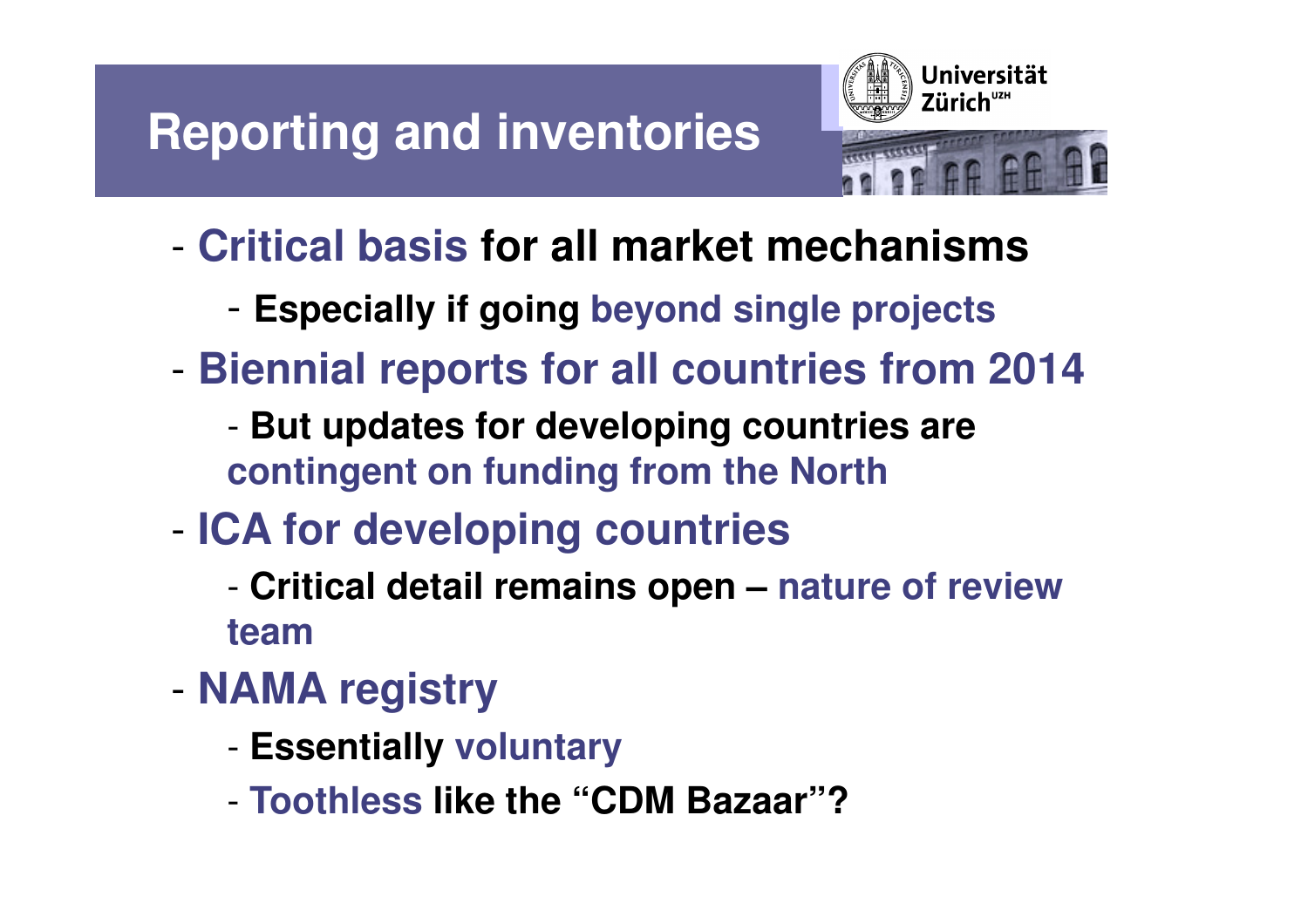# Reporting and inventories

- Critical basis for all market mechanisms
  - Especially if going beyond single projects
- Biennial reports for all countries from 2014
  - But updates for developing countries are contingent on funding from the North
- ICA for developing countries
  - Critical detail remains open – nature of review team
- NAMA registry
  - Essentially voluntary
  - Toothless like the "CDM Bazaar"?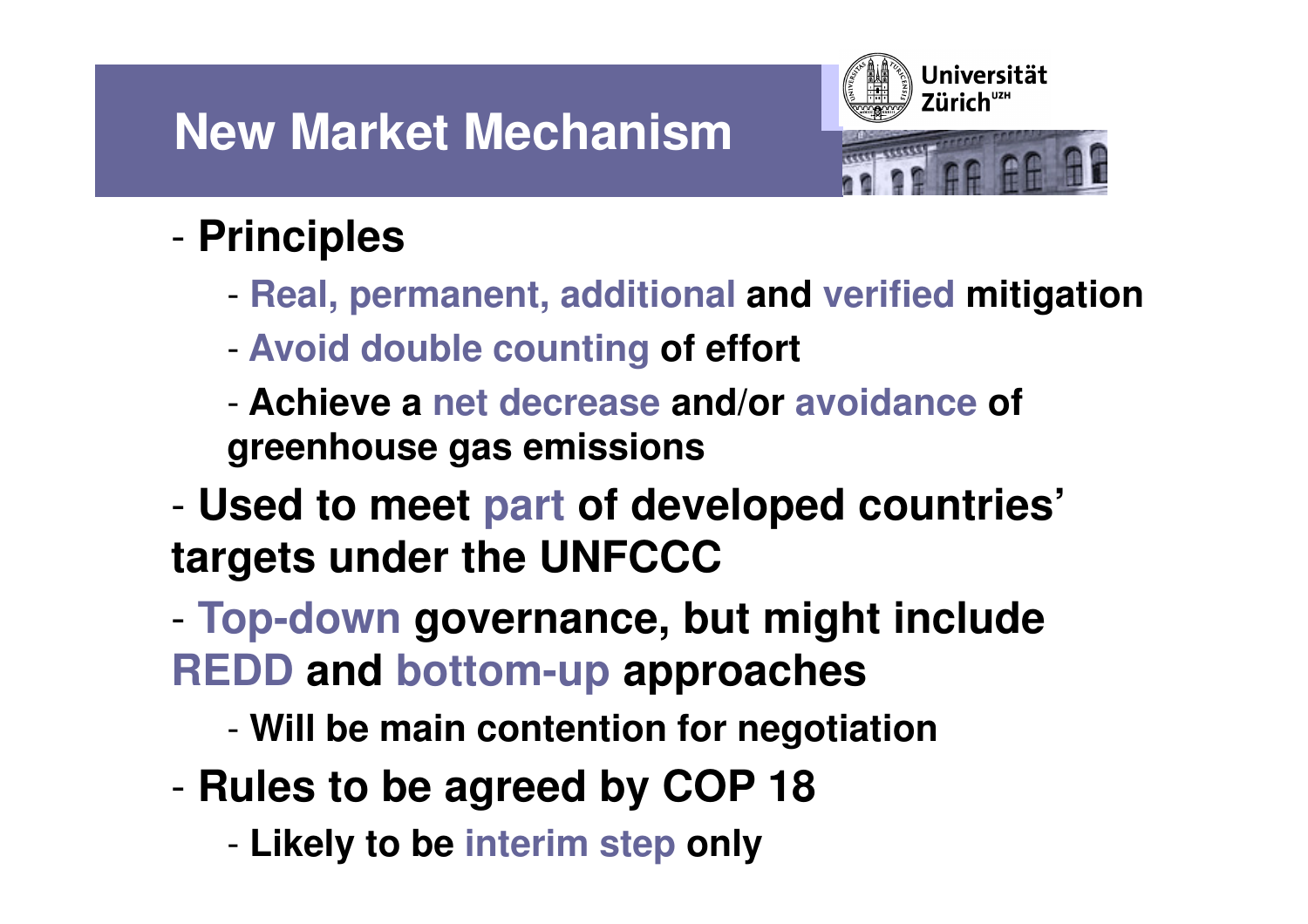# New Market Mechanism

- **Principles**
  - **Real, permanent, additional and verified mitigation**
  - **Avoid double counting of effort**
  - **Achieve a net decrease and/or avoidance of greenhouse gas emissions**
- **Used to meet part of developed countries' targets under the UNFCCC**
- **Top-down governance, but might include REDD and bottom-up approaches**
  - **Will be main contention for negotiation**
- **Rules to be agreed by COP 18**
  - **Likely to be interim step only**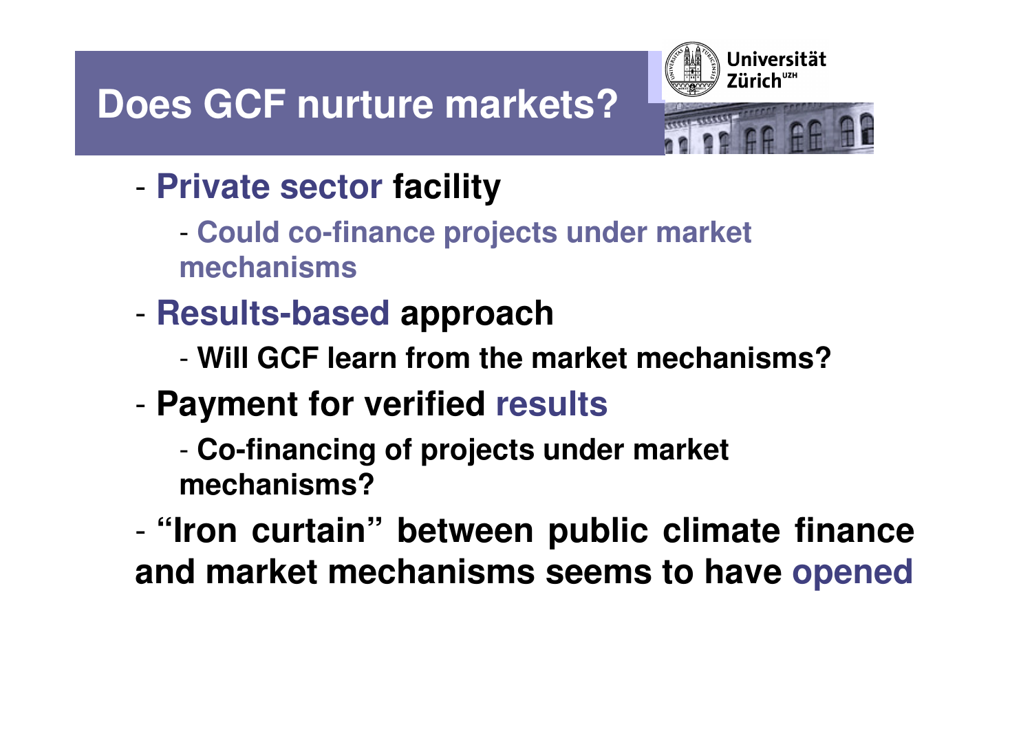# Does GCF nurture markets?

- **Private sector facility**
  - **Could co-finance projects under market mechanisms**
- **Results-based approach**
  - **Will GCF learn from the market mechanisms?**
- **Payment for verified results**
  - **Co-financing of projects under market mechanisms?**
- **"Iron curtain" between public climate finance and market mechanisms seems to have opened**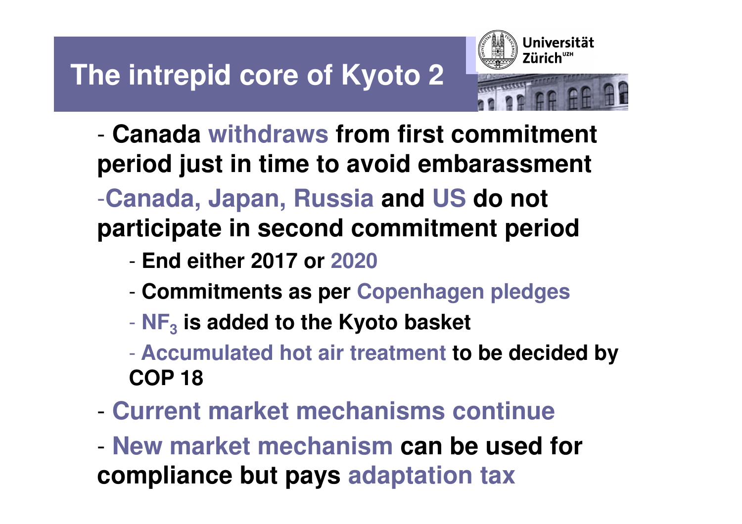# The intrepid core of Kyoto 2

- **Canada withdraws from first commitment period just in time to avoid embarassment**
- **Canada, Japan, Russia and US do not participate in second commitment period**
  - **End either 2017 or 2020**
  - **Commitments as per Copenhagen pledges**
  - **$NF_3$ is added to the Kyoto basket**
  - **Accumulated hot air treatment to be decided by COP 18**
- **Current market mechanisms continue**
- **New market mechanism can be used for compliance but pays adaptation tax**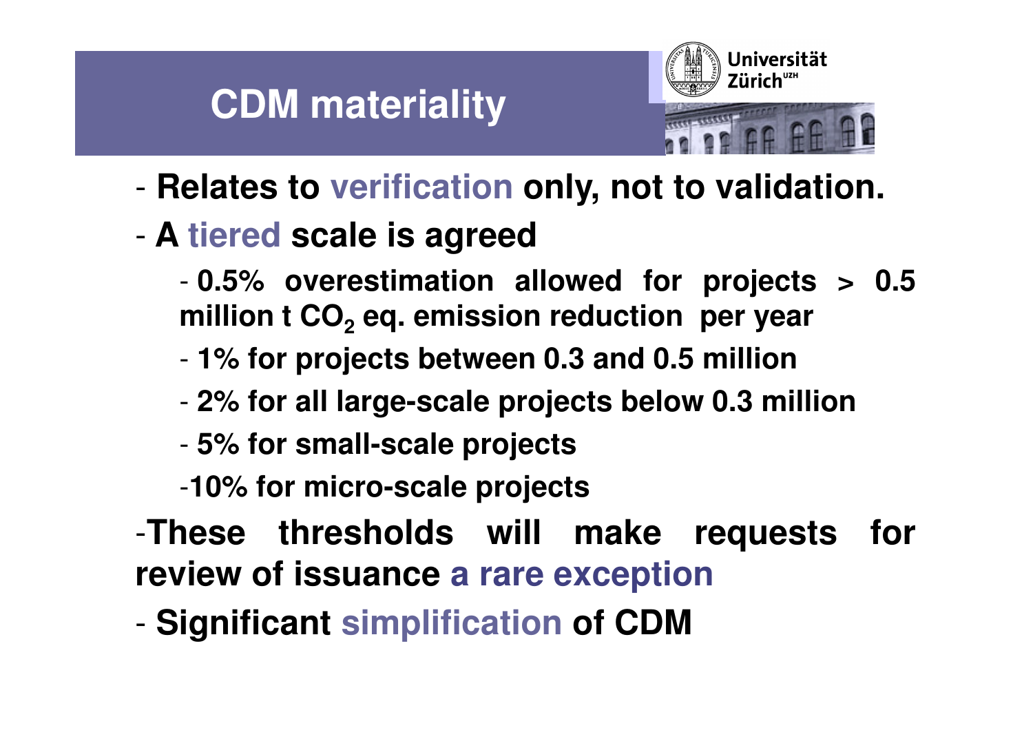# CDM materiality

- Relates to verification only, not to validation.
- A tiered scale is agreed
  - 0.5% overestimation allowed for projects > 0.5 million t $CO_2$ eq. emission reduction per year
  - 1% for projects between 0.3 and 0.5 million
  - 2% for all large-scale projects below 0.3 million
  - 5% for small-scale projects
  - 10% for micro-scale projects
- These thresholds will make requests for review of issuance a rare exception
- Significant simplification of CDM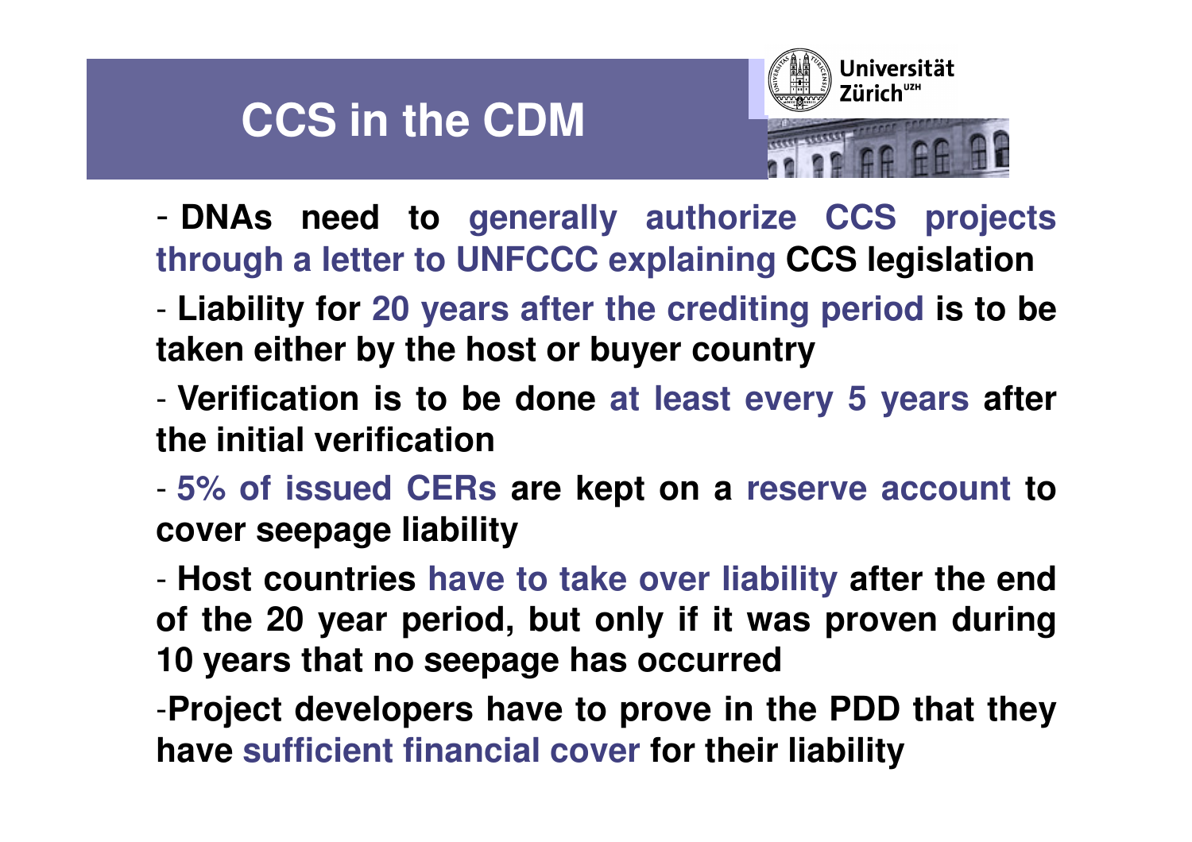# CCS in the CDM

- **DNAs need to generally authorize CCS projects through a letter to UNFCCC explaining CCS legislation**
- **Liability for 20 years after the crediting period is to be taken either by the host or buyer country**
- **Verification is to be done at least every 5 years after the initial verification**
- **5% of issued CERs are kept on a reserve account to cover seepage liability**
- **Host countries have to take over liability after the end of the 20 year period, but only if it was proven during 10 years that no seepage has occurred**
- **Project developers have to prove in the PDD that they have sufficient financial cover for their liability**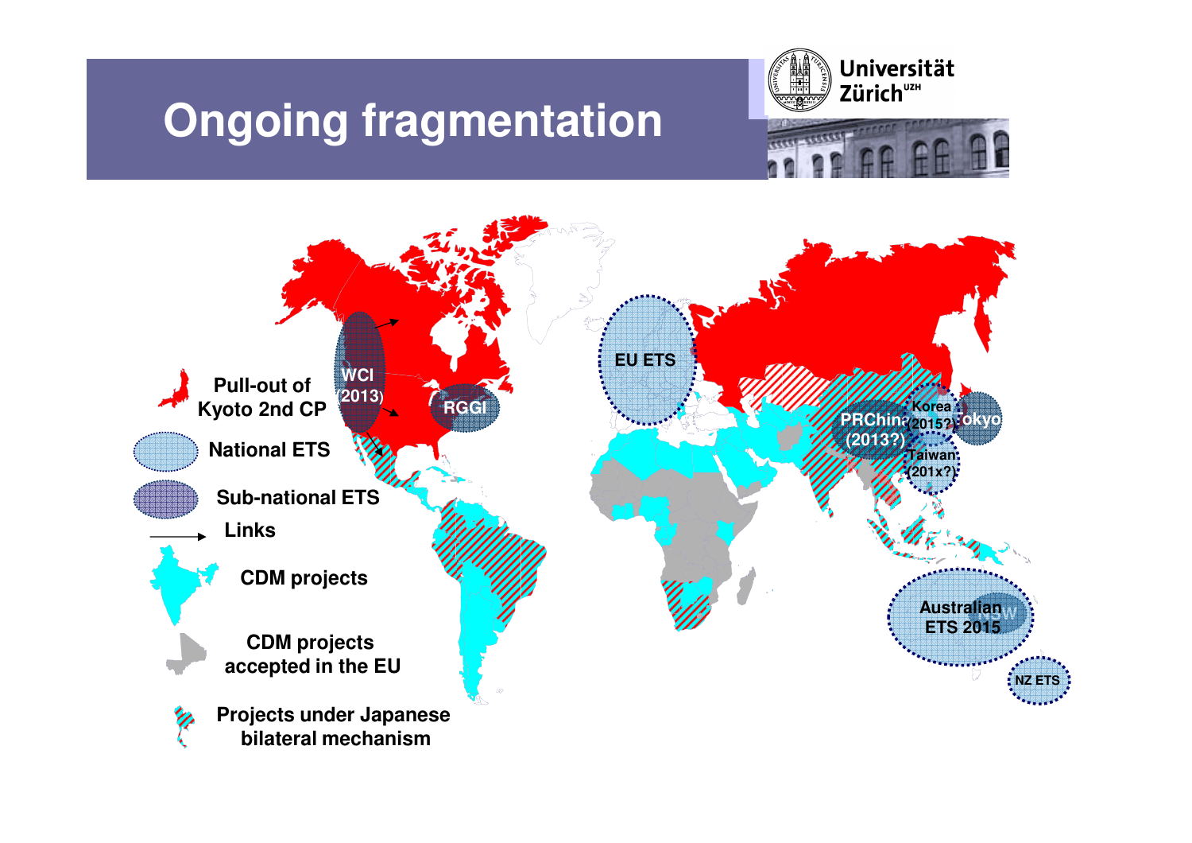# Ongoing fragmentation

- Pull-out of Kyoto 2nd CP
- National ETS
- Sub-national ETS
- Links
- CDM projects
- CDM projects accepted in the EU
- Projects under Japanese bilateral mechanism

WCI (2013)

RGGI

EU ETS

PRChina (2013?)

Korea (2015?)

Tokyo

Taiwan (201x?)

Australian ETS 2015

NSW

NZ ETS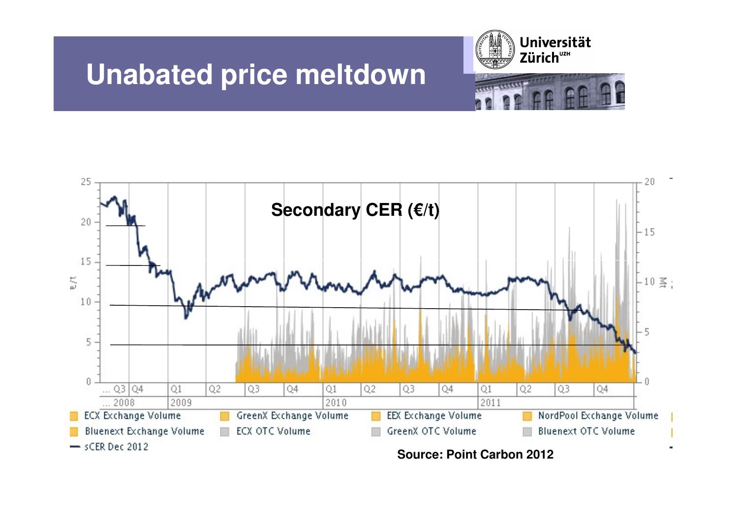# Unabated price meltdown

Secondary CER (€/t)

Source: Point Carbon 2012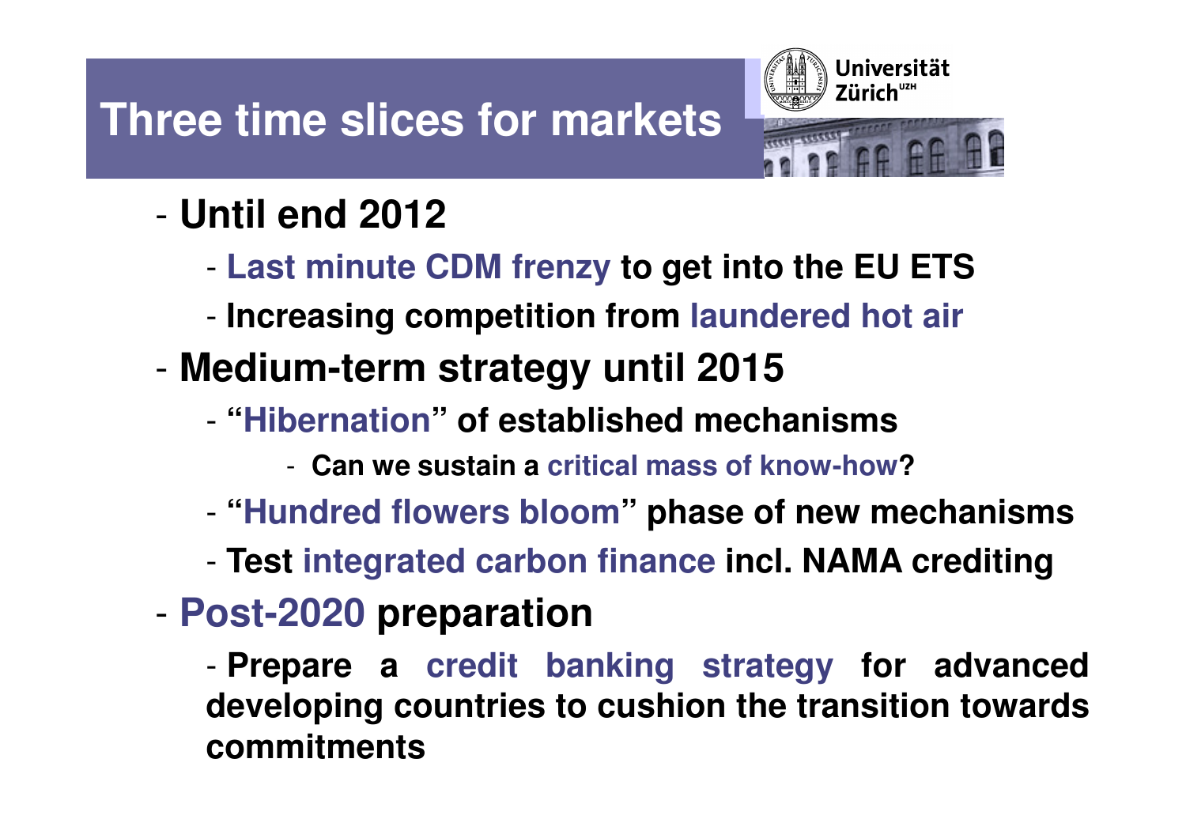# Three time slices for markets

- **Until end 2012**
  - **Last minute CDM frenzy to get into the EU ETS**
  - **Increasing competition from laundered hot air**
- **Medium-term strategy until 2015**
  - **"Hibernation" of established mechanisms**
    - **Can we sustain a critical mass of know-how?**
  - **"Hundred flowers bloom" phase of new mechanisms**
  - **Test integrated carbon finance incl. NAMA crediting**
- **Post-2020 preparation**
  - **Prepare a credit banking strategy for advanced developing countries to cushion the transition towards commitments**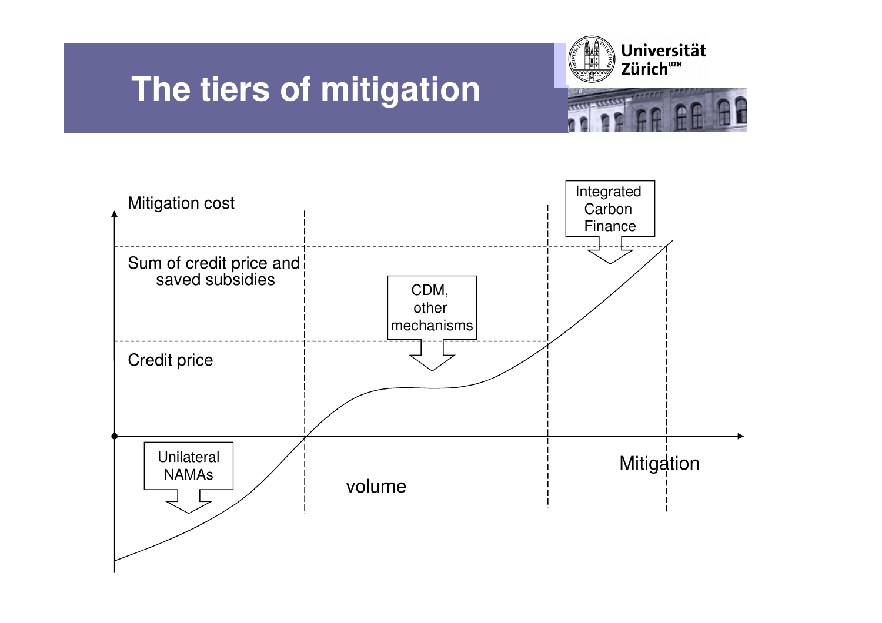# The tiers of mitigation

Mitigation cost

Sum of credit price and saved subsidies

Credit price

Integrated Carbon Finance

CDM, other mechanisms

Unilateral NAMAs

volume

Mitigation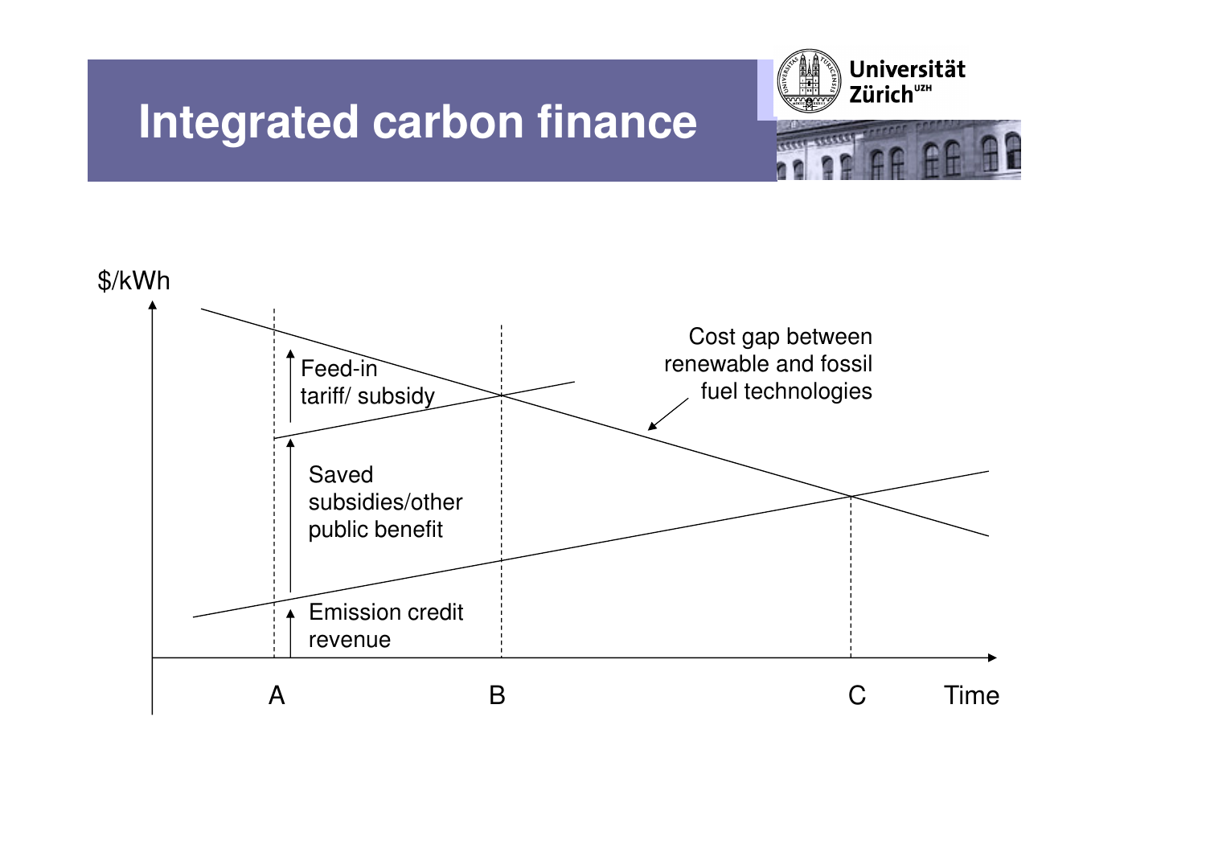# Integrated carbon finance

$/kWh

Feed-in tariff/ subsidy

Saved subsidies/other public benefit

Emission credit revenue

Cost gap between renewable and fossil fuel technologies

A

B

C

Time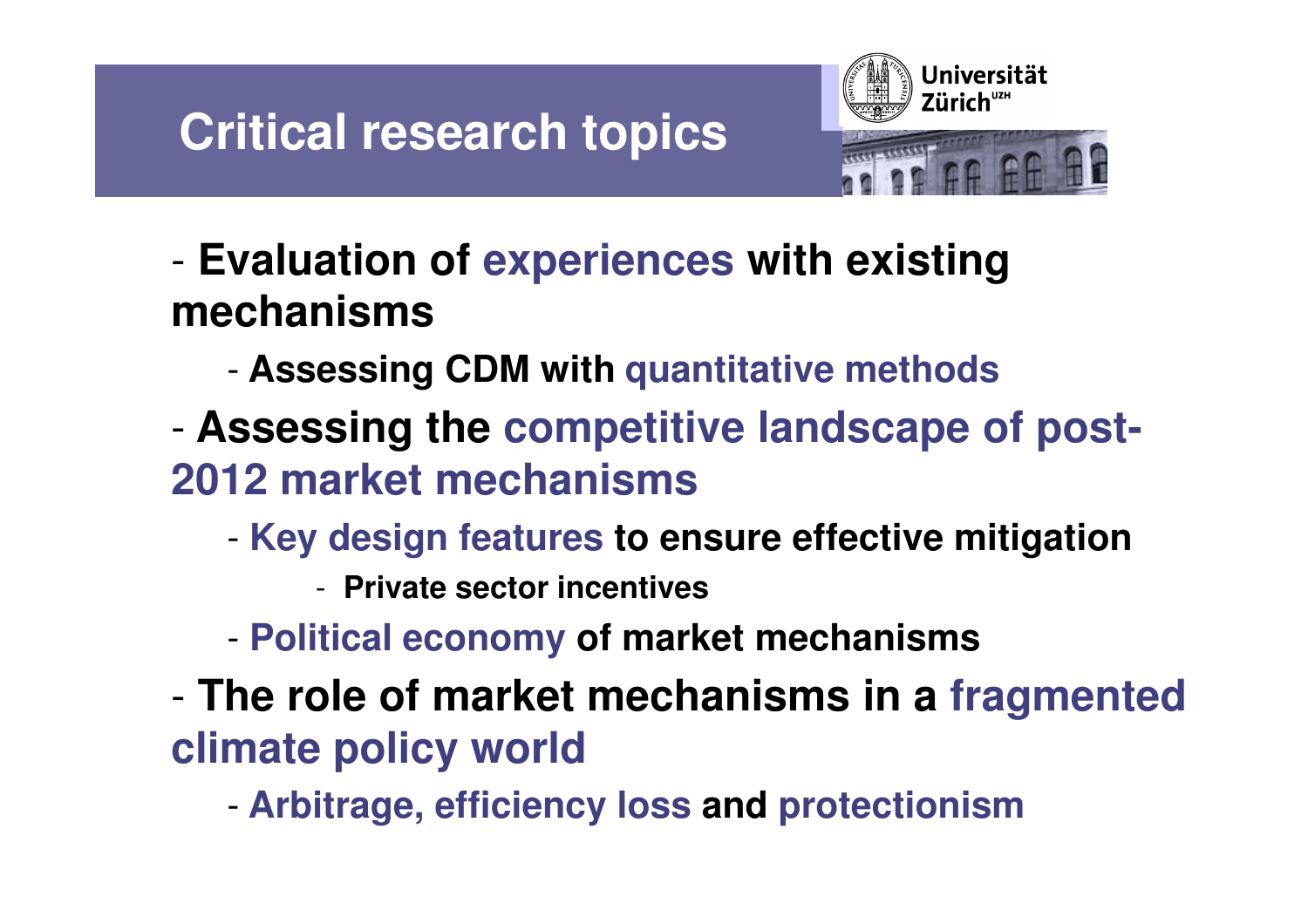# Critical research topics

- **Evaluation of experiences with existing mechanisms**
  - **Assessing CDM with quantitative methods**
- **Assessing the competitive landscape of post-2012 market mechanisms**
  - **Key design features to ensure effective mitigation**
    - **Private sector incentives**
  - **Political economy of market mechanisms**
- **The role of market mechanisms in a fragmented climate policy world**
  - **Arbitrage, efficiency loss and protectionism**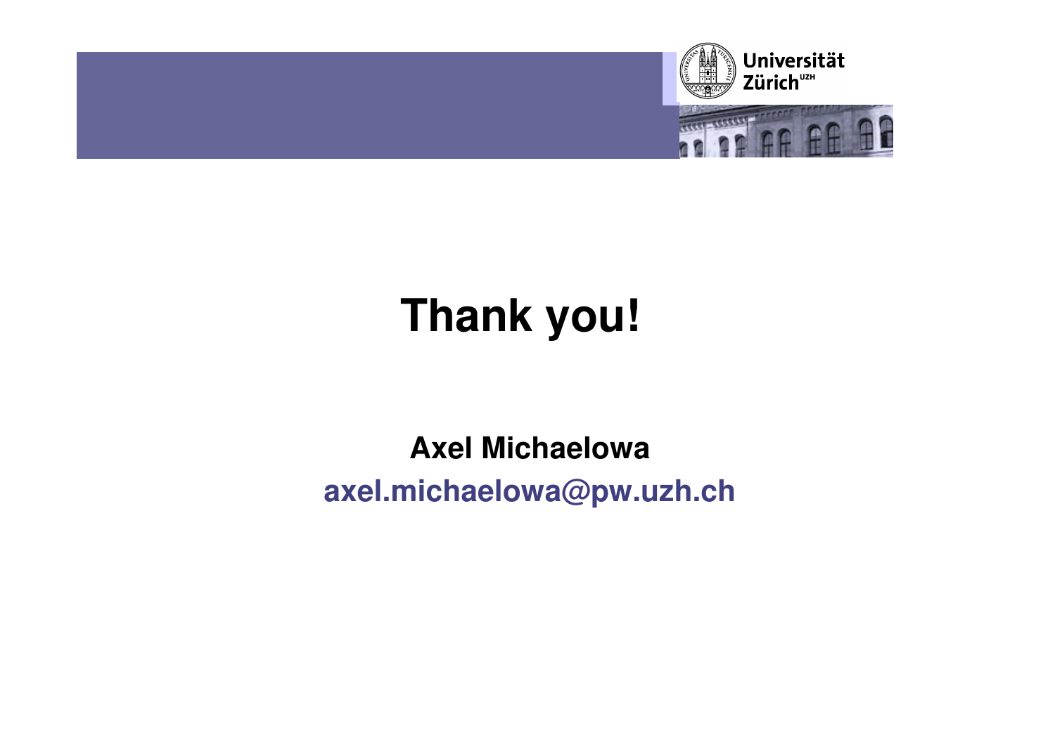# Thank you!

**Axel Michaelowa**

**axel.michaelowa@pw.uzh.ch**